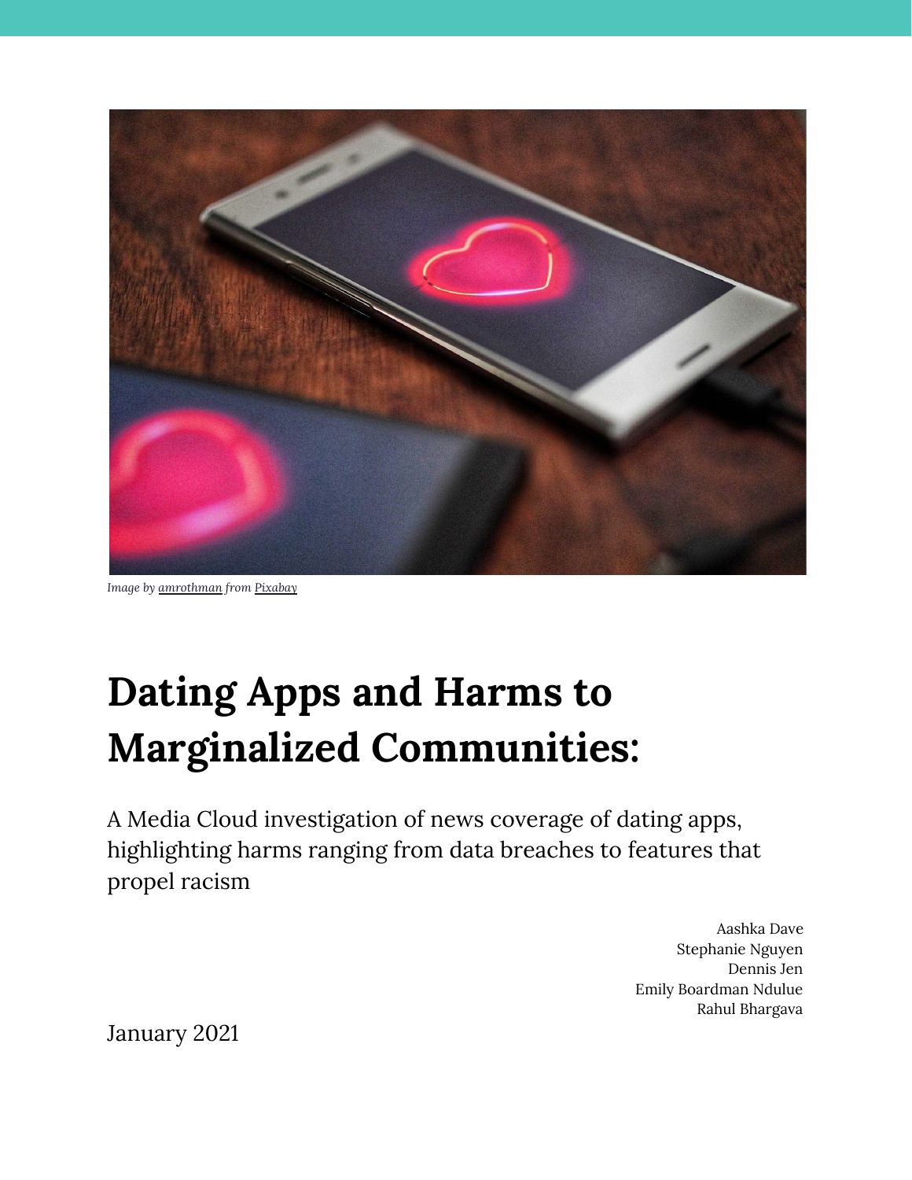*Image by amrothman from Pixabay*

# Dating Apps and Harms to Marginalized Communities:

A Media Cloud investigation of news coverage of dating apps, highlighting harms ranging from data breaches to features that propel racism

Aashka Dave
Stephanie Nguyen
Dennis Jen
Emily Boardman Ndulue
Rahul Bhargava

January 2021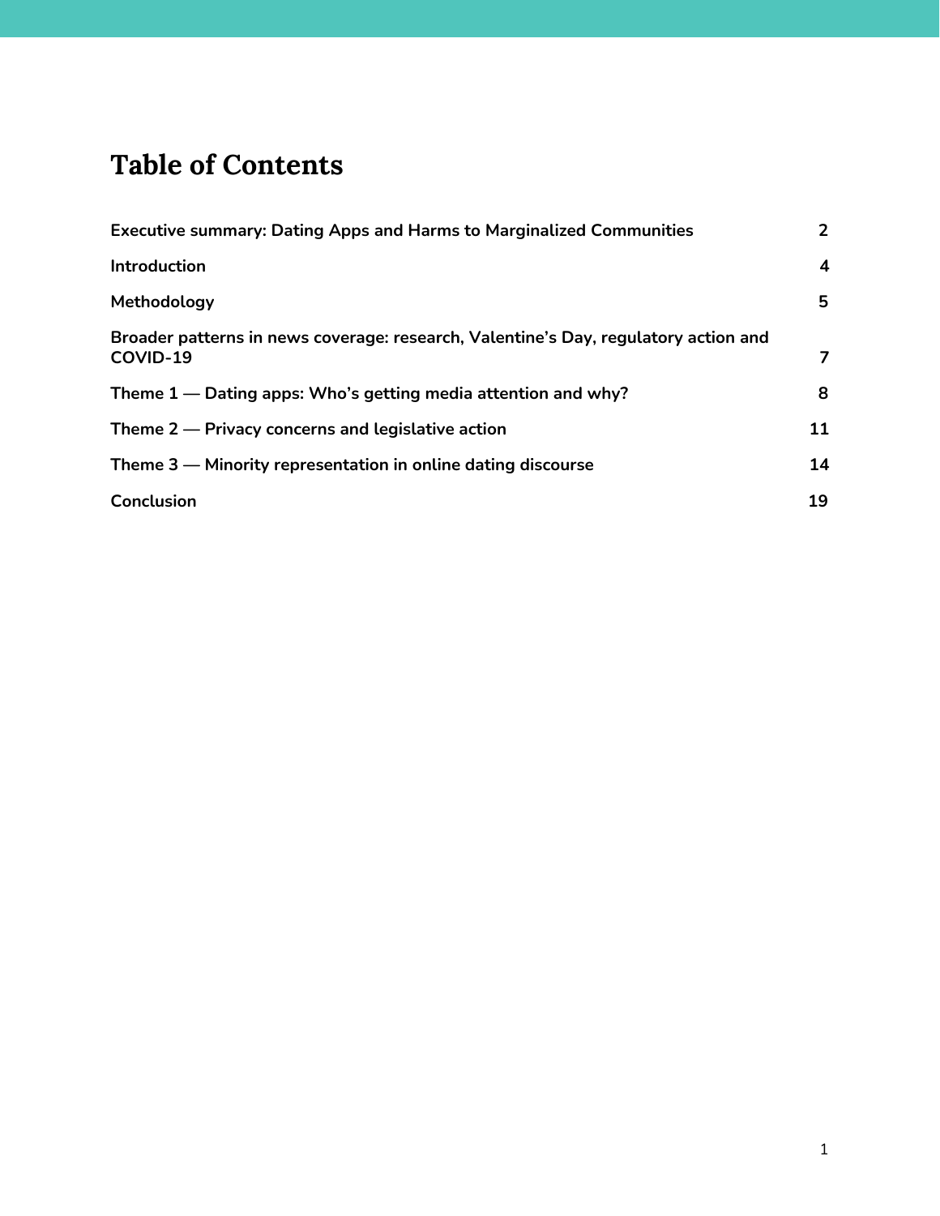# Table of Contents

| | |
|---|---|
| **Executive summary: Dating Apps and Harms to Marginalized Communities** | **2** |
| **Introduction** | **4** |
| **Methodology** | **5** |
| **Broader patterns in news coverage: research, Valentine's Day, regulatory action and COVID-19** | **7** |
| **Theme 1 — Dating apps: Who's getting media attention and why?** | **8** |
| **Theme 2 — Privacy concerns and legislative action** | **11** |
| **Theme 3 — Minority representation in online dating discourse** | **14** |
| **Conclusion** | **19** |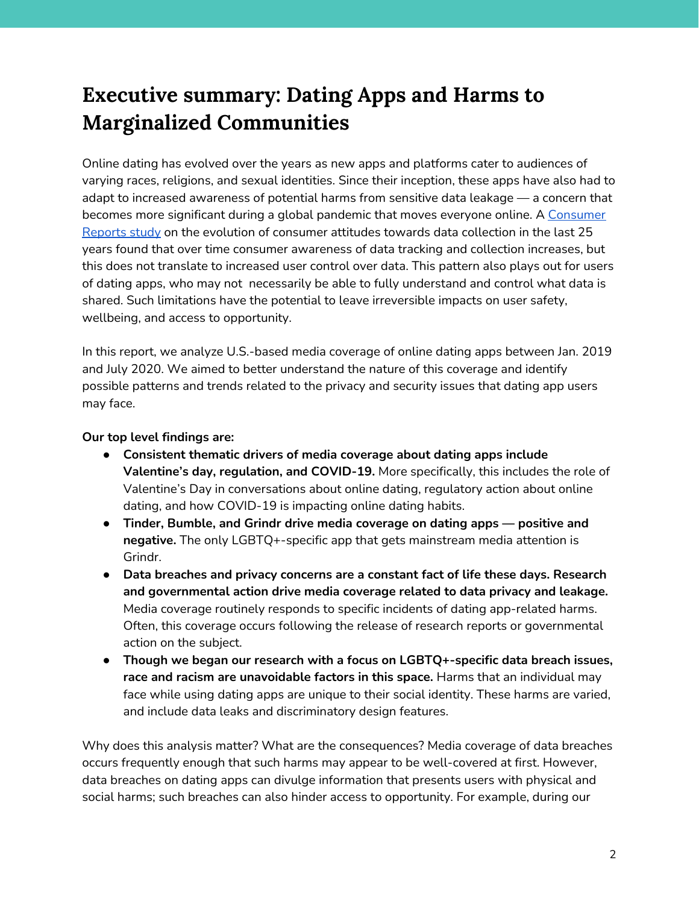# Executive summary: Dating Apps and Harms to Marginalized Communities

Online dating has evolved over the years as new apps and platforms cater to audiences of varying races, religions, and sexual identities. Since their inception, these apps have also had to adapt to increased awareness of potential harms from sensitive data leakage — a concern that becomes more significant during a global pandemic that moves everyone online. A [Consumer Reports study](#) on the evolution of consumer attitudes towards data collection in the last 25 years found that over time consumer awareness of data tracking and collection increases, but this does not translate to increased user control over data. This pattern also plays out for users of dating apps, who may not necessarily be able to fully understand and control what data is shared. Such limitations have the potential to leave irreversible impacts on user safety, wellbeing, and access to opportunity.

In this report, we analyze U.S.-based media coverage of online dating apps between Jan. 2019 and July 2020. We aimed to better understand the nature of this coverage and identify possible patterns and trends related to the privacy and security issues that dating app users may face.

**Our top level findings are:**

- **Consistent thematic drivers of media coverage about dating apps include Valentine's day, regulation, and COVID-19.** More specifically, this includes the role of Valentine's Day in conversations about online dating, regulatory action about online dating, and how COVID-19 is impacting online dating habits.
- **Tinder, Bumble, and Grindr drive media coverage on dating apps — positive and negative.** The only LGBTQ+-specific app that gets mainstream media attention is Grindr.
- **Data breaches and privacy concerns are a constant fact of life these days. Research and governmental action drive media coverage related to data privacy and leakage.** Media coverage routinely responds to specific incidents of dating app-related harms. Often, this coverage occurs following the release of research reports or governmental action on the subject.
- **Though we began our research with a focus on LGBTQ+-specific data breach issues, race and racism are unavoidable factors in this space.** Harms that an individual may face while using dating apps are unique to their social identity. These harms are varied, and include data leaks and discriminatory design features.

Why does this analysis matter? What are the consequences? Media coverage of data breaches occurs frequently enough that such harms may appear to be well-covered at first. However, data breaches on dating apps can divulge information that presents users with physical and social harms; such breaches can also hinder access to opportunity. For example, during our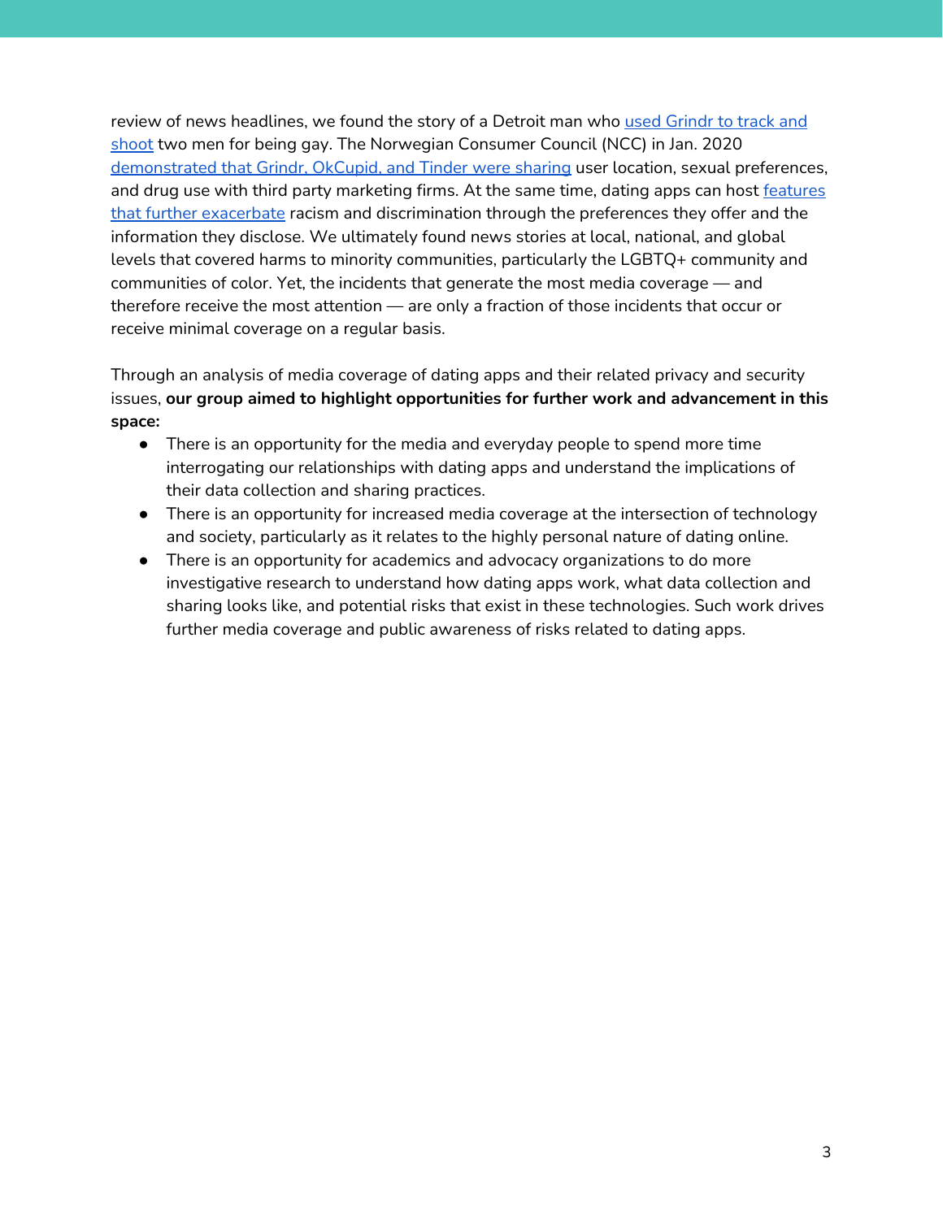review of news headlines, we found the story of a Detroit man who used Grindr to track and shoot two men for being gay. The Norwegian Consumer Council (NCC) in Jan. 2020 demonstrated that Grindr, OkCupid, and Tinder were sharing user location, sexual preferences, and drug use with third party marketing firms. At the same time, dating apps can host features that further exacerbate racism and discrimination through the preferences they offer and the information they disclose. We ultimately found news stories at local, national, and global levels that covered harms to minority communities, particularly the LGBTQ+ community and communities of color. Yet, the incidents that generate the most media coverage — and therefore receive the most attention — are only a fraction of those incidents that occur or receive minimal coverage on a regular basis.

Through an analysis of media coverage of dating apps and their related privacy and security issues, **our group aimed to highlight opportunities for further work and advancement in this space:**

- There is an opportunity for the media and everyday people to spend more time interrogating our relationships with dating apps and understand the implications of their data collection and sharing practices.
- There is an opportunity for increased media coverage at the intersection of technology and society, particularly as it relates to the highly personal nature of dating online.
- There is an opportunity for academics and advocacy organizations to do more investigative research to understand how dating apps work, what data collection and sharing looks like, and potential risks that exist in these technologies. Such work drives further media coverage and public awareness of risks related to dating apps.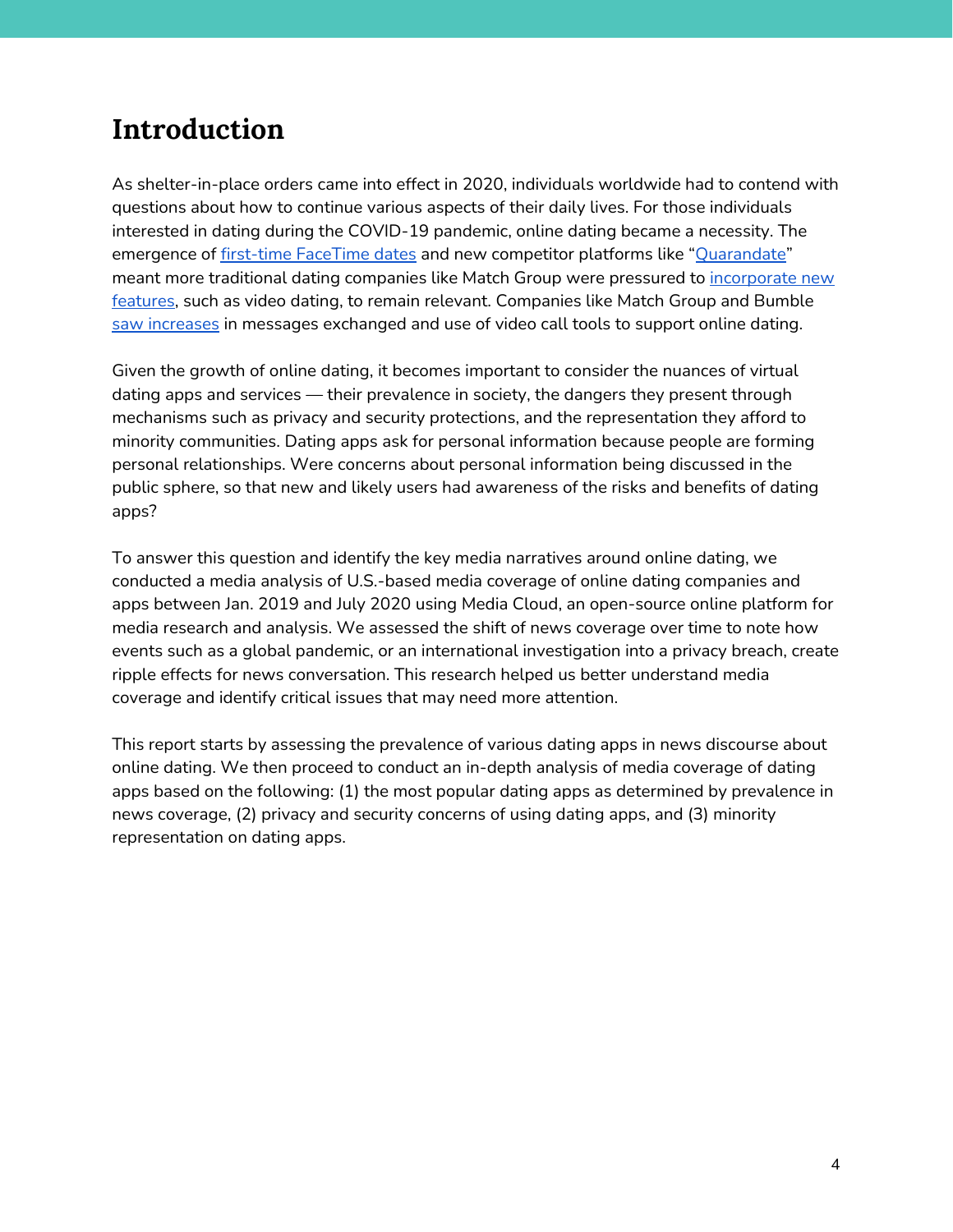# Introduction

As shelter-in-place orders came into effect in 2020, individuals worldwide had to contend with questions about how to continue various aspects of their daily lives. For those individuals interested in dating during the COVID-19 pandemic, online dating became a necessity. The emergence of first-time FaceTime dates and new competitor platforms like "Quarandate" meant more traditional dating companies like Match Group were pressured to incorporate new features, such as video dating, to remain relevant. Companies like Match Group and Bumble saw increases in messages exchanged and use of video call tools to support online dating.

Given the growth of online dating, it becomes important to consider the nuances of virtual dating apps and services — their prevalence in society, the dangers they present through mechanisms such as privacy and security protections, and the representation they afford to minority communities. Dating apps ask for personal information because people are forming personal relationships. Were concerns about personal information being discussed in the public sphere, so that new and likely users had awareness of the risks and benefits of dating apps?

To answer this question and identify the key media narratives around online dating, we conducted a media analysis of U.S.-based media coverage of online dating companies and apps between Jan. 2019 and July 2020 using Media Cloud, an open-source online platform for media research and analysis. We assessed the shift of news coverage over time to note how events such as a global pandemic, or an international investigation into a privacy breach, create ripple effects for news conversation. This research helped us better understand media coverage and identify critical issues that may need more attention.

This report starts by assessing the prevalence of various dating apps in news discourse about online dating. We then proceed to conduct an in-depth analysis of media coverage of dating apps based on the following: (1) the most popular dating apps as determined by prevalence in news coverage, (2) privacy and security concerns of using dating apps, and (3) minority representation on dating apps.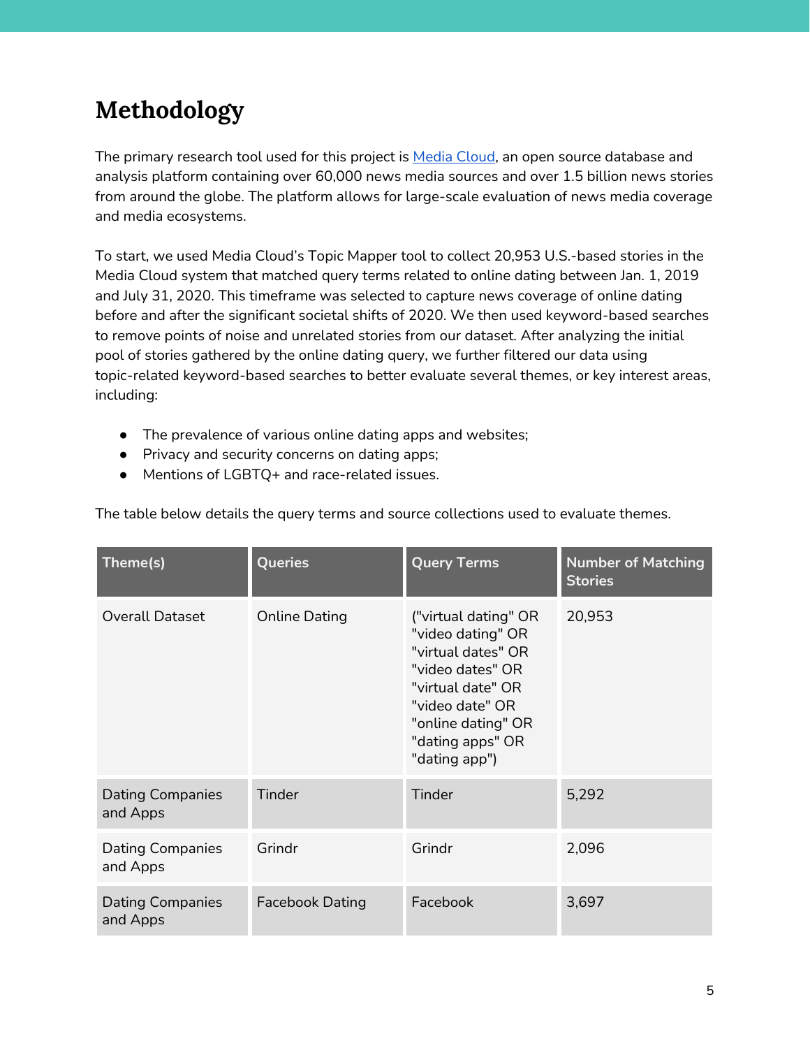# Methodology

The primary research tool used for this project is [Media Cloud](), an open source database and analysis platform containing over 60,000 news media sources and over 1.5 billion news stories from around the globe. The platform allows for large-scale evaluation of news media coverage and media ecosystems.

To start, we used Media Cloud's Topic Mapper tool to collect 20,953 U.S.-based stories in the Media Cloud system that matched query terms related to online dating between Jan. 1, 2019 and July 31, 2020. This timeframe was selected to capture news coverage of online dating before and after the significant societal shifts of 2020. We then used keyword-based searches to remove points of noise and unrelated stories from our dataset. After analyzing the initial pool of stories gathered by the online dating query, we further filtered our data using topic-related keyword-based searches to better evaluate several themes, or key interest areas, including:

- The prevalence of various online dating apps and websites;
- Privacy and security concerns on dating apps;
- Mentions of LGBTQ+ and race-related issues.

The table below details the query terms and source collections used to evaluate themes.

| Theme(s) | Queries | Query Terms | Number of Matching Stories |
|---|---|---|---|
| Overall Dataset | Online Dating | ("virtual dating" OR "video dating" OR "virtual dates" OR "video dates" OR "virtual date" OR "video date" OR "online dating" OR "dating apps" OR "dating app") | 20,953 |
| Dating Companies and Apps | Tinder | Tinder | 5,292 |
| Dating Companies and Apps | Grindr | Grindr | 2,096 |
| Dating Companies and Apps | Facebook Dating | Facebook | 3,697 |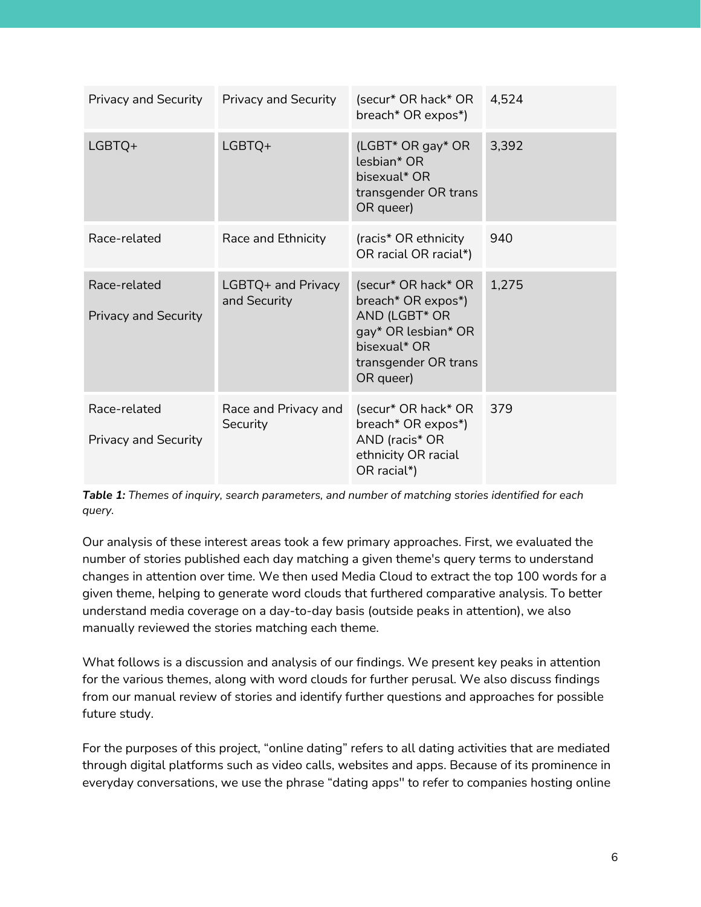| | | | |
|---|---|---|---|
| Privacy and Security | Privacy and Security | (secur* OR hack* OR breach* OR expos*) | 4,524 |
| LGBTQ+ | LGBTQ+ | (LGBT* OR gay* OR lesbian* OR bisexual* OR transgender OR trans OR queer) | 3,392 |
| Race-related | Race and Ethnicity | (racis* OR ethnicity OR racial OR racial*) | 940 |
| Race-related<br>Privacy and Security | LGBTQ+ and Privacy and Security | (secur* OR hack* OR breach* OR expos*) AND (LGBT* OR gay* OR lesbian* OR bisexual* OR transgender OR trans OR queer) | 1,275 |
| Race-related<br>Privacy and Security | Race and Privacy and Security | (secur* OR hack* OR breach* OR expos*) AND (racis* OR ethnicity OR racial OR racial*) | 379 |

***Table 1:*** *Themes of inquiry, search parameters, and number of matching stories identified for each query.*

Our analysis of these interest areas took a few primary approaches. First, we evaluated the number of stories published each day matching a given theme's query terms to understand changes in attention over time. We then used Media Cloud to extract the top 100 words for a given theme, helping to generate word clouds that furthered comparative analysis. To better understand media coverage on a day-to-day basis (outside peaks in attention), we also manually reviewed the stories matching each theme.

What follows is a discussion and analysis of our findings. We present key peaks in attention for the various themes, along with word clouds for further perusal. We also discuss findings from our manual review of stories and identify further questions and approaches for possible future study.

For the purposes of this project, "online dating" refers to all dating activities that are mediated through digital platforms such as video calls, websites and apps. Because of its prominence in everyday conversations, we use the phrase "dating apps" to refer to companies hosting online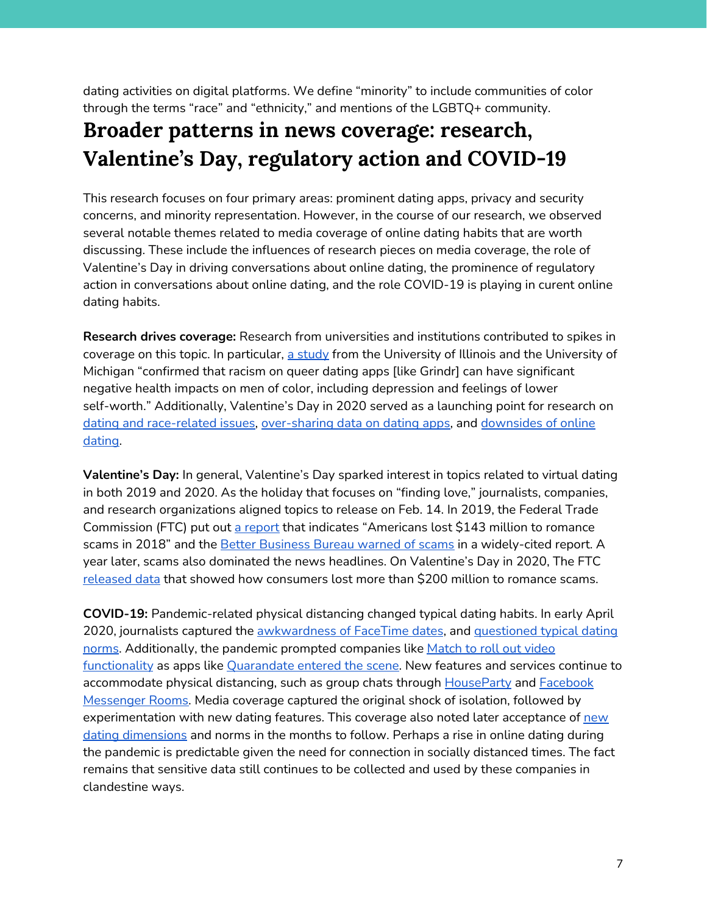dating activities on digital platforms. We define "minority" to include communities of color through the terms "race" and "ethnicity," and mentions of the LGBTQ+ community.

# Broader patterns in news coverage: research, Valentine's Day, regulatory action and COVID-19

This research focuses on four primary areas: prominent dating apps, privacy and security concerns, and minority representation. However, in the course of our research, we observed several notable themes related to media coverage of online dating habits that are worth discussing. These include the influences of research pieces on media coverage, the role of Valentine's Day in driving conversations about online dating, the prominence of regulatory action in conversations about online dating, and the role COVID-19 is playing in curent online dating habits.

**Research drives coverage:** Research from universities and institutions contributed to spikes in coverage on this topic. In particular, a study from the University of Illinois and the University of Michigan "confirmed that racism on queer dating apps [like Grindr] can have significant negative health impacts on men of color, including depression and feelings of lower self-worth." Additionally, Valentine's Day in 2020 served as a launching point for research on dating and race-related issues, over-sharing data on dating apps, and downsides of online dating.

**Valentine's Day:** In general, Valentine's Day sparked interest in topics related to virtual dating in both 2019 and 2020. As the holiday that focuses on "finding love," journalists, companies, and research organizations aligned topics to release on Feb. 14. In 2019, the Federal Trade Commission (FTC) put out a report that indicates "Americans lost $143 million to romance scams in 2018" and the Better Business Bureau warned of scams in a widely-cited report. A year later, scams also dominated the news headlines. On Valentine's Day in 2020, The FTC released data that showed how consumers lost more than $200 million to romance scams.

**COVID-19:** Pandemic-related physical distancing changed typical dating habits. In early April 2020, journalists captured the awkwardness of FaceTime dates, and questioned typical dating norms. Additionally, the pandemic prompted companies like Match to roll out video functionality as apps like Quarandate entered the scene. New features and services continue to accommodate physical distancing, such as group chats through HouseParty and Facebook Messenger Rooms. Media coverage captured the original shock of isolation, followed by experimentation with new dating features. This coverage also noted later acceptance of new dating dimensions and norms in the months to follow. Perhaps a rise in online dating during the pandemic is predictable given the need for connection in socially distanced times. The fact remains that sensitive data still continues to be collected and used by these companies in clandestine ways.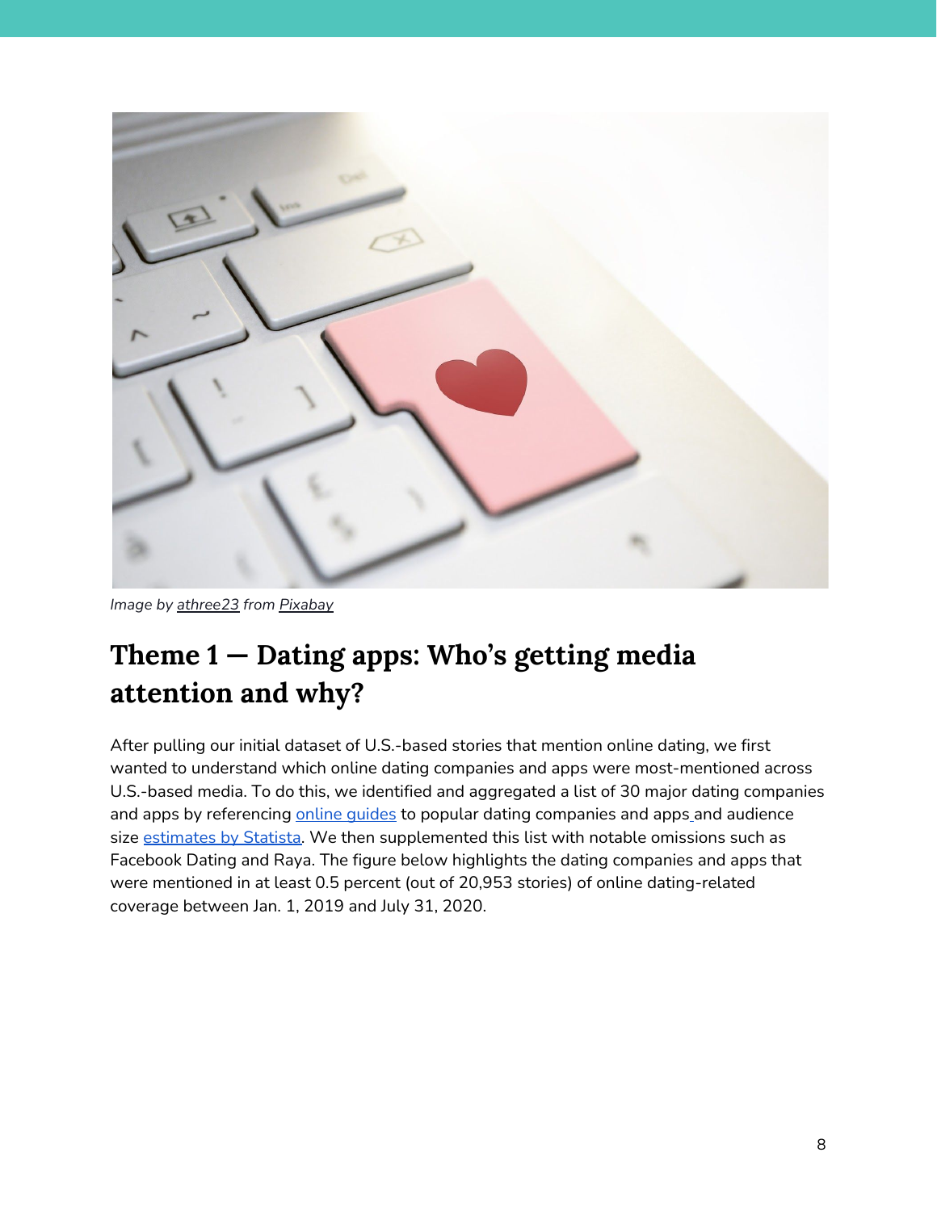*Image by athree23 from Pixabay*

## Theme 1 — Dating apps: Who's getting media attention and why?

After pulling our initial dataset of U.S.-based stories that mention online dating, we first wanted to understand which online dating companies and apps were most-mentioned across U.S.-based media. To do this, we identified and aggregated a list of 30 major dating companies and apps by referencing online guides to popular dating companies and apps and audience size estimates by Statista. We then supplemented this list with notable omissions such as Facebook Dating and Raya. The figure below highlights the dating companies and apps that were mentioned in at least 0.5 percent (out of 20,953 stories) of online dating-related coverage between Jan. 1, 2019 and July 31, 2020.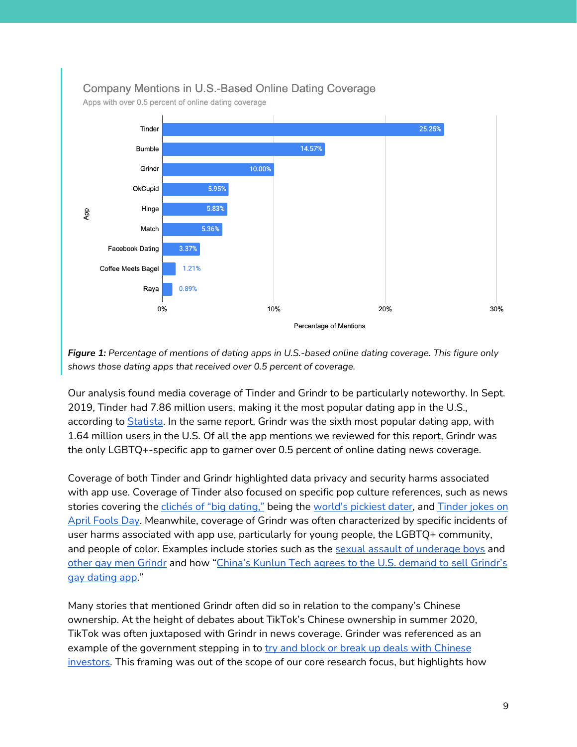Company Mentions in U.S.-Based Online Dating Coverage

Apps with over 0.5 percent of online dating coverage

App

Tinder 25.25%

Bumble 14.57%

Grindr 10.00%

OkCupid 5.95%

Hinge 5.83%

Match 5.36%

Facebook Dating 3.37%

Coffee Meets Bagel 1.21%

Raya 0.89%

0% 10% 20% 30%

Percentage of Mentions

***Figure 1:*** *Percentage of mentions of dating apps in U.S.-based online dating coverage. This figure only shows those dating apps that received over 0.5 percent of coverage.*

Our analysis found media coverage of Tinder and Grindr to be particularly noteworthy. In Sept. 2019, Tinder had 7.86 million users, making it the most popular dating app in the U.S., according to Statista. In the same report, Grindr was the sixth most popular dating app, with 1.64 million users in the U.S. Of all the app mentions we reviewed for this report, Grindr was the only LGBTQ+-specific app to garner over 0.5 percent of online dating news coverage.

Coverage of both Tinder and Grindr highlighted data privacy and security harms associated with app use. Coverage of Tinder also focused on specific pop culture references, such as news stories covering the clichés of "big dating," being the world's pickiest dater, and Tinder jokes on April Fools Day. Meanwhile, coverage of Grindr was often characterized by specific incidents of user harms associated with app use, particularly for young people, the LGBTQ+ community, and people of color. Examples include stories such as the sexual assault of underage boys and other gay men Grindr and how "China's Kunlun Tech agrees to the U.S. demand to sell Grindr's gay dating app."

Many stories that mentioned Grindr often did so in relation to the company's Chinese ownership. At the height of debates about TikTok's Chinese ownership in summer 2020, TikTok was often juxtaposed with Grindr in news coverage. Grinder was referenced as an example of the government stepping in to try and block or break up deals with Chinese investors. This framing was out of the scope of our core research focus, but highlights how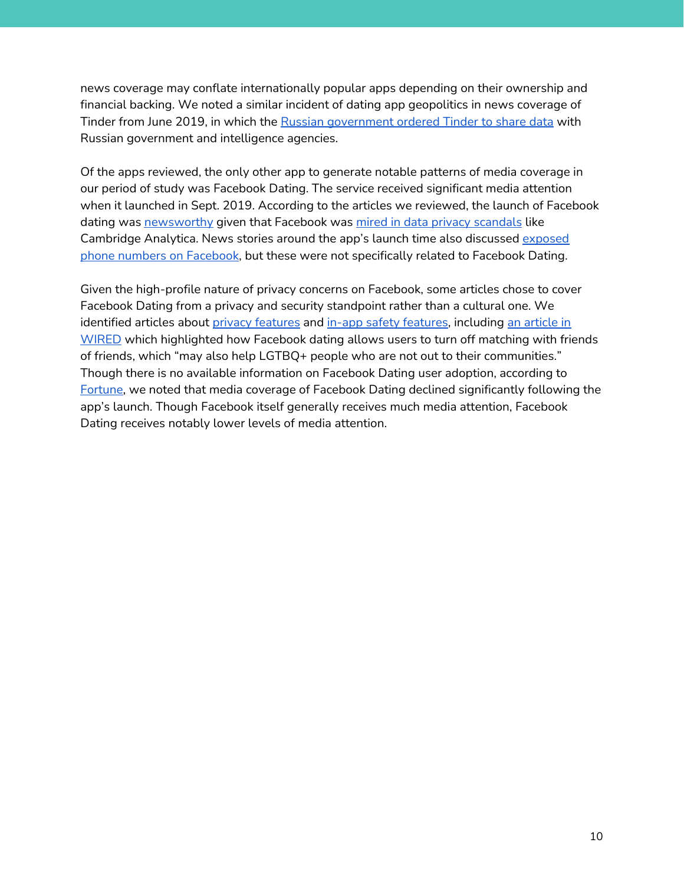news coverage may conflate internationally popular apps depending on their ownership and financial backing. We noted a similar incident of dating app geopolitics in news coverage of Tinder from June 2019, in which the Russian government ordered Tinder to share data with Russian government and intelligence agencies.

Of the apps reviewed, the only other app to generate notable patterns of media coverage in our period of study was Facebook Dating. The service received significant media attention when it launched in Sept. 2019. According to the articles we reviewed, the launch of Facebook dating was newsworthy given that Facebook was mired in data privacy scandals like Cambridge Analytica. News stories around the app's launch time also discussed exposed phone numbers on Facebook, but these were not specifically related to Facebook Dating.

Given the high-profile nature of privacy concerns on Facebook, some articles chose to cover Facebook Dating from a privacy and security standpoint rather than a cultural one. We identified articles about privacy features and in-app safety features, including an article in WIRED which highlighted how Facebook dating allows users to turn off matching with friends of friends, which "may also help LGTBQ+ people who are not out to their communities." Though there is no available information on Facebook Dating user adoption, according to Fortune, we noted that media coverage of Facebook Dating declined significantly following the app's launch. Though Facebook itself generally receives much media attention, Facebook Dating receives notably lower levels of media attention.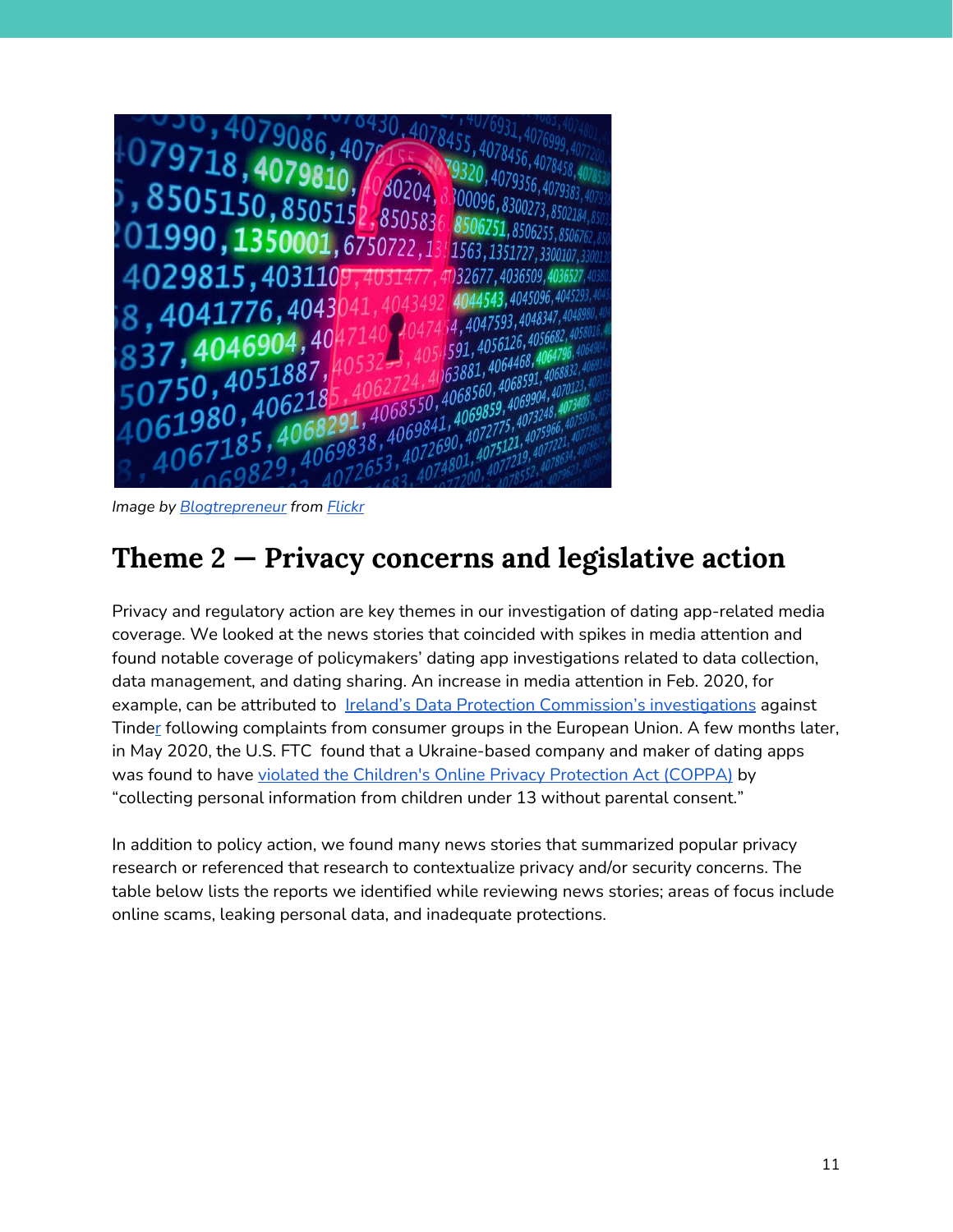*Image by Blogtrepreneur from Flickr*

## Theme 2 — Privacy concerns and legislative action

Privacy and regulatory action are key themes in our investigation of dating app-related media coverage. We looked at the news stories that coincided with spikes in media attention and found notable coverage of policymakers' dating app investigations related to data collection, data management, and dating sharing. An increase in media attention in Feb. 2020, for example, can be attributed to Ireland's Data Protection Commission's investigations against Tinder following complaints from consumer groups in the European Union. A few months later, in May 2020, the U.S. FTC found that a Ukraine-based company and maker of dating apps was found to have violated the Children's Online Privacy Protection Act (COPPA) by "collecting personal information from children under 13 without parental consent."

In addition to policy action, we found many news stories that summarized popular privacy research or referenced that research to contextualize privacy and/or security concerns. The table below lists the reports we identified while reviewing news stories; areas of focus include online scams, leaking personal data, and inadequate protections.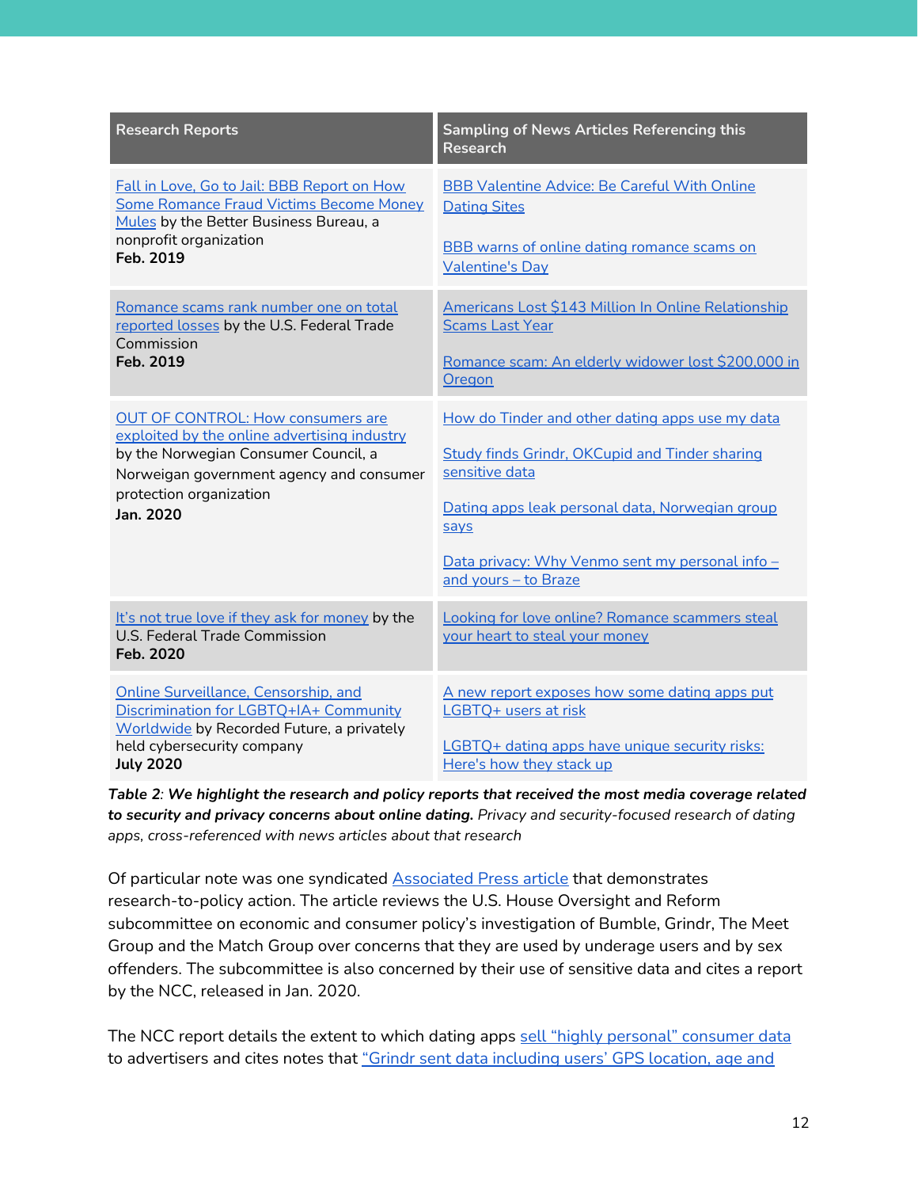| Research Reports | Sampling of News Articles Referencing this Research |
| --- | --- |
| Fall in Love, Go to Jail: BBB Report on How Some Romance Fraud Victims Become Money Mules by the Better Business Bureau, a nonprofit organization **Feb. 2019** | BBB Valentine Advice: Be Careful With Online Dating Sites<br><br>BBB warns of online dating romance scams on Valentine's Day |
| Romance scams rank number one on total reported losses by the U.S. Federal Trade Commission **Feb. 2019** | Americans Lost $143 Million In Online Relationship Scams Last Year<br><br>Romance scam: An elderly widower lost $200,000 in Oregon |
| OUT OF CONTROL: How consumers are exploited by the online advertising industry by the Norwegian Consumer Council, a Norweigan government agency and consumer protection organization **Jan. 2020** | How do Tinder and other dating apps use my data<br><br>Study finds Grindr, OKCupid and Tinder sharing sensitive data<br><br>Dating apps leak personal data, Norwegian group says<br><br>Data privacy: Why Venmo sent my personal info – and yours – to Braze |
| It's not true love if they ask for money by the U.S. Federal Trade Commission **Feb. 2020** | Looking for love online? Romance scammers steal your heart to steal your money |
| Online Surveillance, Censorship, and Discrimination for LGBTQ+IA+ Community Worldwide by Recorded Future, a privately held cybersecurity company **July 2020** | A new report exposes how some dating apps put LGBTQ+ users at risk<br><br>LGBTQ+ dating apps have unique security risks: Here's how they stack up |

*Table 2*: ***We highlight the research and policy reports that received the most media coverage related to security and privacy concerns about online dating.*** *Privacy and security-focused research of dating apps, cross-referenced with news articles about that research*

Of particular note was one syndicated Associated Press article that demonstrates research-to-policy action. The article reviews the U.S. House Oversight and Reform subcommittee on economic and consumer policy's investigation of Bumble, Grindr, The Meet Group and the Match Group over concerns that they are used by underage users and by sex offenders. The subcommittee is also concerned by their use of sensitive data and cites a report by the NCC, released in Jan. 2020.

The NCC report details the extent to which dating apps sell "highly personal" consumer data to advertisers and cites notes that "Grindr sent data including users' GPS location, age and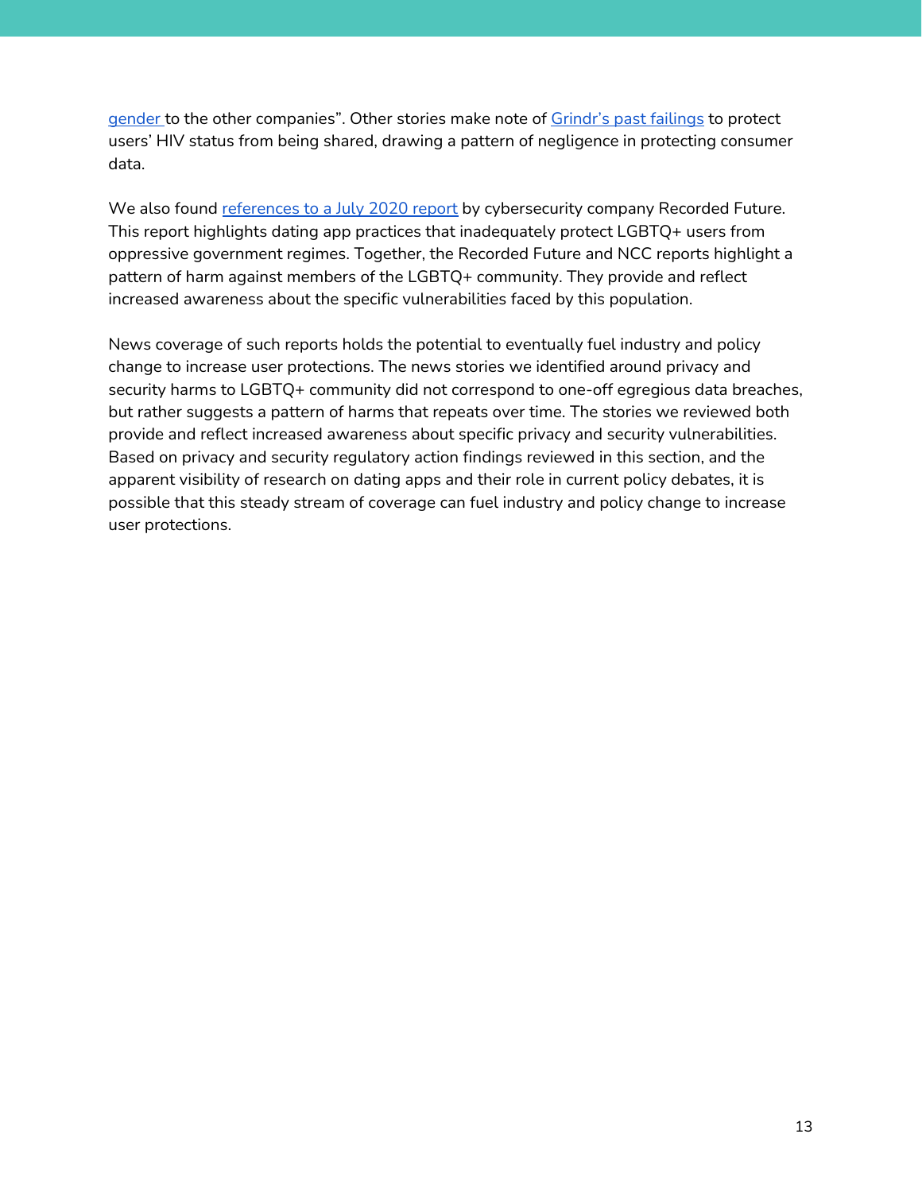gender to the other companies". Other stories make note of Grindr's past failings to protect users' HIV status from being shared, drawing a pattern of negligence in protecting consumer data.

We also found references to a July 2020 report by cybersecurity company Recorded Future. This report highlights dating app practices that inadequately protect LGBTQ+ users from oppressive government regimes. Together, the Recorded Future and NCC reports highlight a pattern of harm against members of the LGBTQ+ community. They provide and reflect increased awareness about the specific vulnerabilities faced by this population.

News coverage of such reports holds the potential to eventually fuel industry and policy change to increase user protections. The news stories we identified around privacy and security harms to LGBTQ+ community did not correspond to one-off egregious data breaches, but rather suggests a pattern of harms that repeats over time. The stories we reviewed both provide and reflect increased awareness about specific privacy and security vulnerabilities. Based on privacy and security regulatory action findings reviewed in this section, and the apparent visibility of research on dating apps and their role in current policy debates, it is possible that this steady stream of coverage can fuel industry and policy change to increase user protections.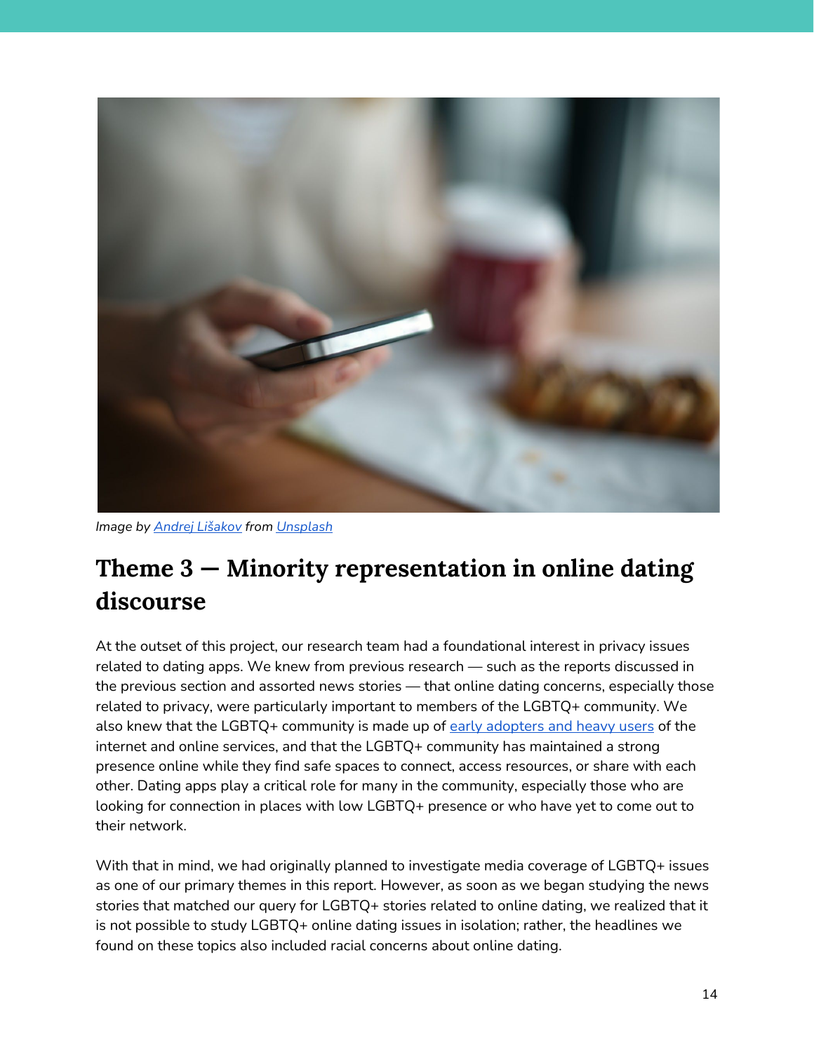*Image by Andrej Lišakov from Unsplash*

## Theme 3 — Minority representation in online dating discourse

At the outset of this project, our research team had a foundational interest in privacy issues related to dating apps. We knew from previous research — such as the reports discussed in the previous section and assorted news stories — that online dating concerns, especially those related to privacy, were particularly important to members of the LGBTQ+ community. We also knew that the LGBTQ+ community is made up of early adopters and heavy users of the internet and online services, and that the LGBTQ+ community has maintained a strong presence online while they find safe spaces to connect, access resources, or share with each other. Dating apps play a critical role for many in the community, especially those who are looking for connection in places with low LGBTQ+ presence or who have yet to come out to their network.

With that in mind, we had originally planned to investigate media coverage of LGBTQ+ issues as one of our primary themes in this report. However, as soon as we began studying the news stories that matched our query for LGBTQ+ stories related to online dating, we realized that it is not possible to study LGBTQ+ online dating issues in isolation; rather, the headlines we found on these topics also included racial concerns about online dating.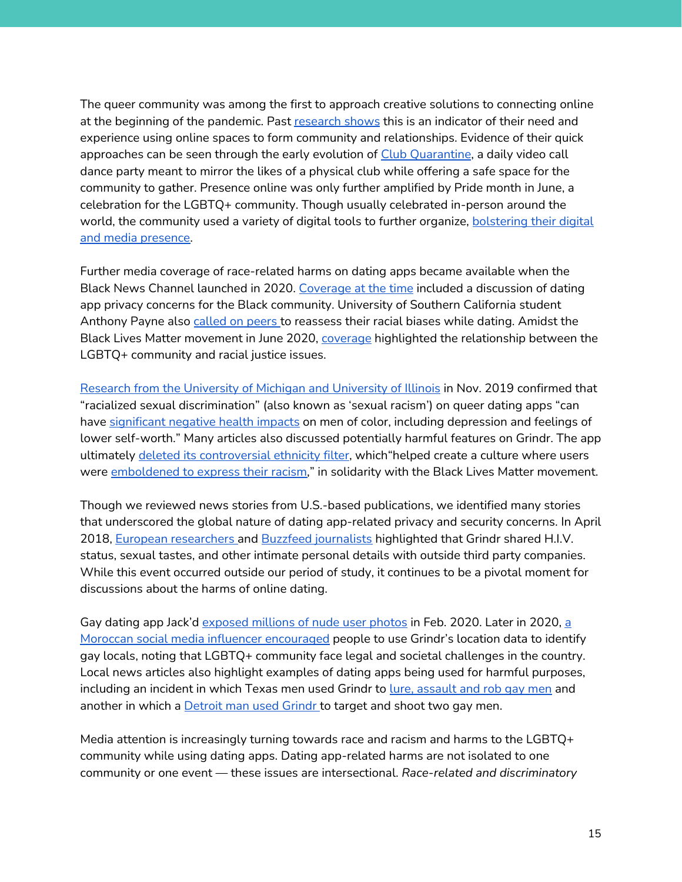The queer community was among the first to approach creative solutions to connecting online at the beginning of the pandemic. Past [research shows](#) this is an indicator of their need and experience using online spaces to form community and relationships. Evidence of their quick approaches can be seen through the early evolution of [Club Quarantine](#), a daily video call dance party meant to mirror the likes of a physical club while offering a safe space for the community to gather. Presence online was only further amplified by Pride month in June, a celebration for the LGBTQ+ community. Though usually celebrated in-person around the world, the community used a variety of digital tools to further organize, [bolstering their digital and media presence](#).

Further media coverage of race-related harms on dating apps became available when the Black News Channel launched in 2020. [Coverage at the time](#) included a discussion of dating app privacy concerns for the Black community. University of Southern California student Anthony Payne also [called on peers](#) to reassess their racial biases while dating. Amidst the Black Lives Matter movement in June 2020, [coverage](#) highlighted the relationship between the LGBTQ+ community and racial justice issues.

[Research from the University of Michigan and University of Illinois](#) in Nov. 2019 confirmed that "racialized sexual discrimination" (also known as 'sexual racism') on queer dating apps "can have [significant negative health impacts](#) on men of color, including depression and feelings of lower self-worth." Many articles also discussed potentially harmful features on Grindr. The app ultimately [deleted its controversial ethnicity filter](#), which"helped create a culture where users were [emboldened to express their racism](#)," in solidarity with the Black Lives Matter movement.

Though we reviewed news stories from U.S.-based publications, we identified many stories that underscored the global nature of dating app-related privacy and security concerns. In April 2018, [European researchers](#) and [Buzzfeed journalists](#) highlighted that Grindr shared H.I.V. status, sexual tastes, and other intimate personal details with outside third party companies. While this event occurred outside our period of study, it continues to be a pivotal moment for discussions about the harms of online dating.

Gay dating app Jack'd [exposed millions of nude user photos](#) in Feb. 2020. Later in 2020, [a Moroccan social media influencer encouraged](#) people to use Grindr's location data to identify gay locals, noting that LGBTQ+ community face legal and societal challenges in the country. Local news articles also highlight examples of dating apps being used for harmful purposes, including an incident in which Texas men used Grindr to [lure, assault and rob gay men](#) and another in which a [Detroit man used Grindr](#) to target and shoot two gay men.

Media attention is increasingly turning towards race and racism and harms to the LGBTQ+ community while using dating apps. Dating app-related harms are not isolated to one community or one event — these issues are intersectional. *Race-related and discriminatory*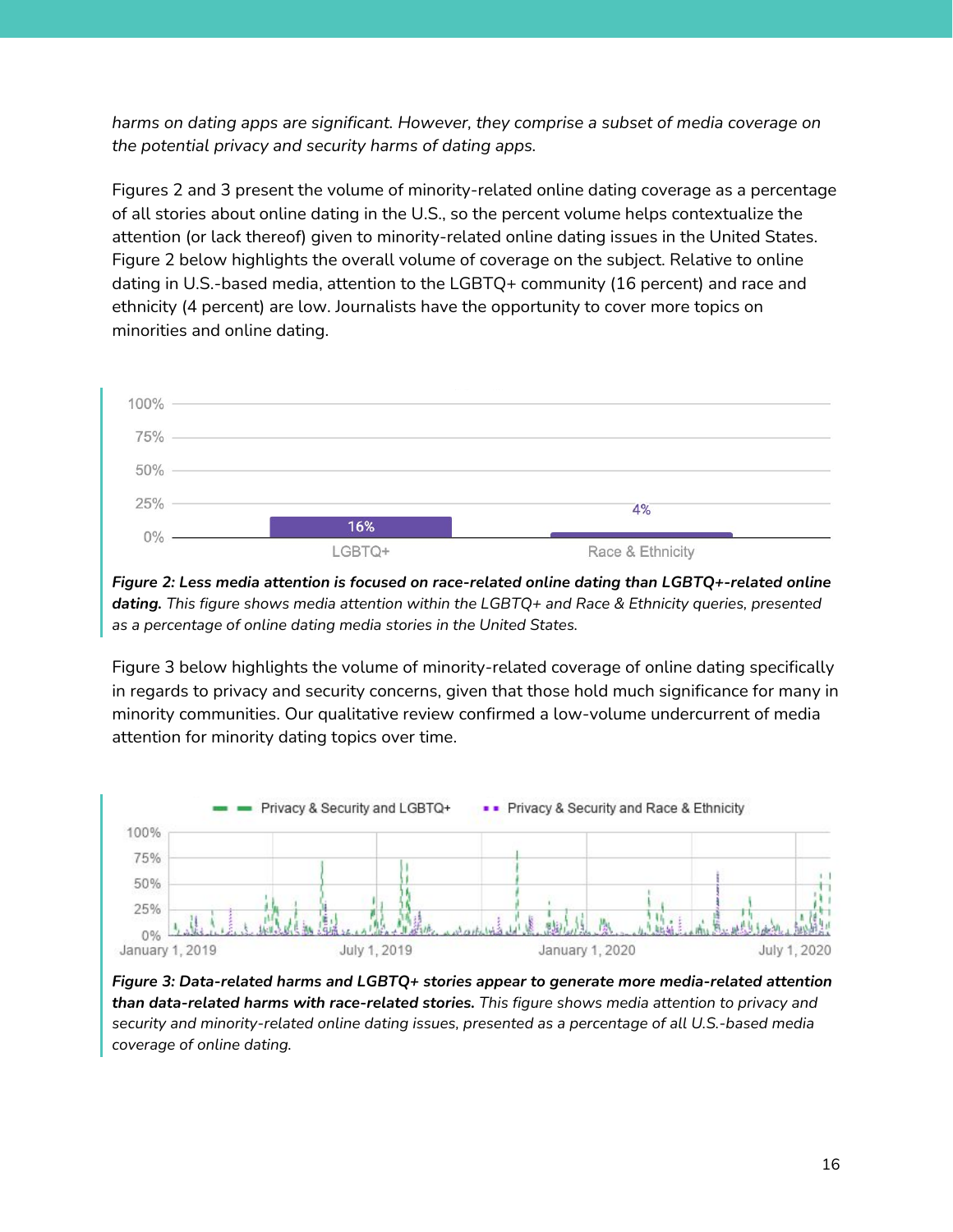*harms on dating apps are significant. However, they comprise a subset of media coverage on the potential privacy and security harms of dating apps.*

Figures 2 and 3 present the volume of minority-related online dating coverage as a percentage of all stories about online dating in the U.S., so the percent volume helps contextualize the attention (or lack thereof) given to minority-related online dating issues in the United States. Figure 2 below highlights the overall volume of coverage on the subject. Relative to online dating in U.S.-based media, attention to the LGBTQ+ community (16 percent) and race and ethnicity (4 percent) are low. Journalists have the opportunity to cover more topics on minorities and online dating.

100%
75%
50%
25%
0%
16%
4%
LGBTQ+
Race & Ethnicity

***Figure 2: Less media attention is focused on race-related online dating than LGBTQ+-related online dating.*** *This figure shows media attention within the LGBTQ+ and Race & Ethnicity queries, presented as a percentage of online dating media stories in the United States.*

Figure 3 below highlights the volume of minority-related coverage of online dating specifically in regards to privacy and security concerns, given that those hold much significance for many in minority communities. Our qualitative review confirmed a low-volume undercurrent of media attention for minority dating topics over time.

Privacy & Security and LGBTQ+
Privacy & Security and Race & Ethnicity
100%
75%
50%
25%
0%
January 1, 2019
July 1, 2019
January 1, 2020
July 1, 2020

***Figure 3: Data-related harms and LGBTQ+ stories appear to generate more media-related attention than data-related harms with race-related stories.*** *This figure shows media attention to privacy and security and minority-related online dating issues, presented as a percentage of all U.S.-based media coverage of online dating.*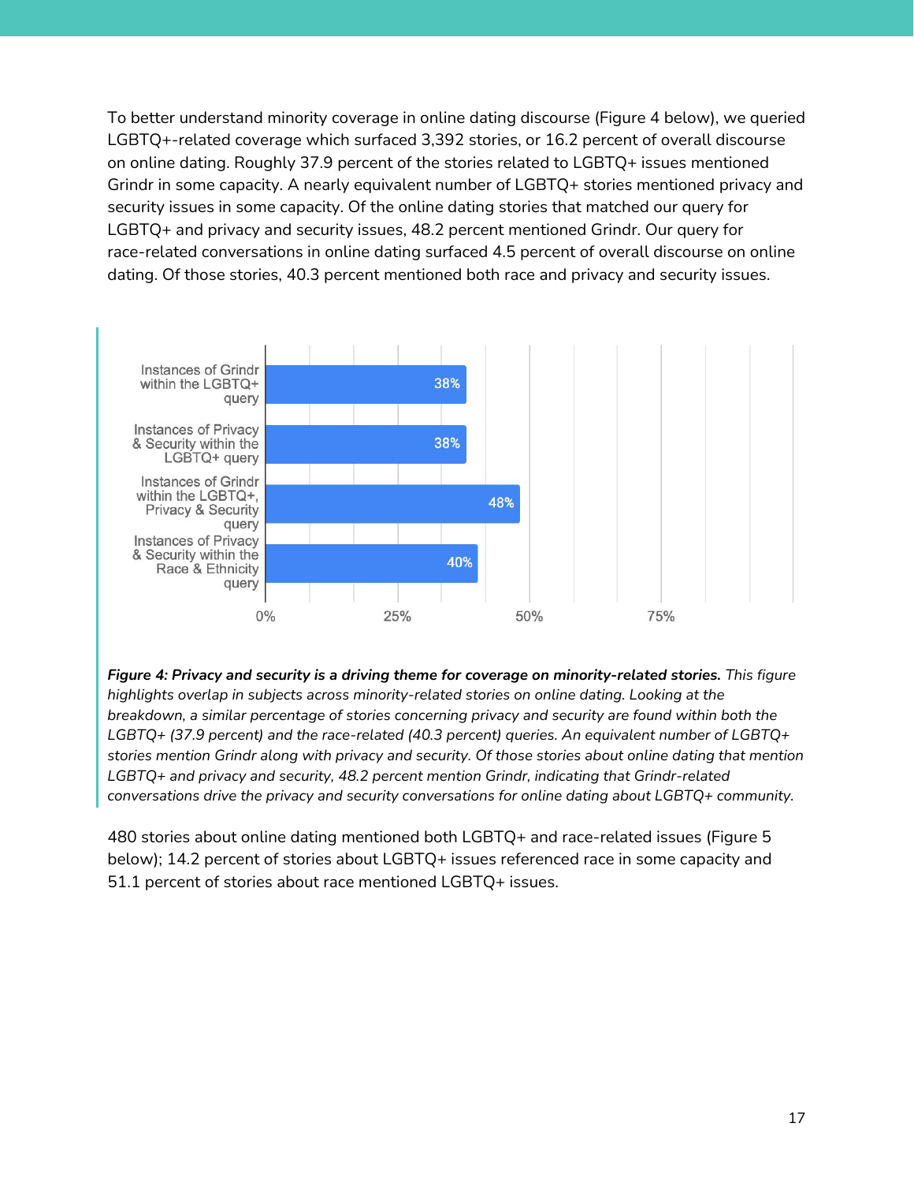To better understand minority coverage in online dating discourse (Figure 4 below), we queried LGBTQ+-related coverage which surfaced 3,392 stories, or 16.2 percent of overall discourse on online dating. Roughly 37.9 percent of the stories related to LGBTQ+ issues mentioned Grindr in some capacity. A nearly equivalent number of LGBTQ+ stories mentioned privacy and security issues in some capacity. Of the online dating stories that matched our query for LGBTQ+ and privacy and security issues, 48.2 percent mentioned Grindr. Our query for race-related conversations in online dating surfaced 4.5 percent of overall discourse on online dating. Of those stories, 40.3 percent mentioned both race and privacy and security issues.

Instances of Grindr within the LGBTQ+ query

38%

Instances of Privacy & Security within the LGBTQ+ query

38%

Instances of Grindr within the LGBTQ+, Privacy & Security query

48%

Instances of Privacy & Security within the Race & Ethnicity query

40%

0%

25%

50%

75%

***Figure 4: Privacy and security is a driving theme for coverage on minority-related stories.*** *This figure highlights overlap in subjects across minority-related stories on online dating. Looking at the breakdown, a similar percentage of stories concerning privacy and security are found within both the LGBTQ+ (37.9 percent) and the race-related (40.3 percent) queries. An equivalent number of LGBTQ+ stories mention Grindr along with privacy and security. Of those stories about online dating that mention LGBTQ+ and privacy and security, 48.2 percent mention Grindr, indicating that Grindr-related conversations drive the privacy and security conversations for online dating about LGBTQ+ community.*

480 stories about online dating mentioned both LGBTQ+ and race-related issues (Figure 5 below); 14.2 percent of stories about LGBTQ+ issues referenced race in some capacity and 51.1 percent of stories about race mentioned LGBTQ+ issues.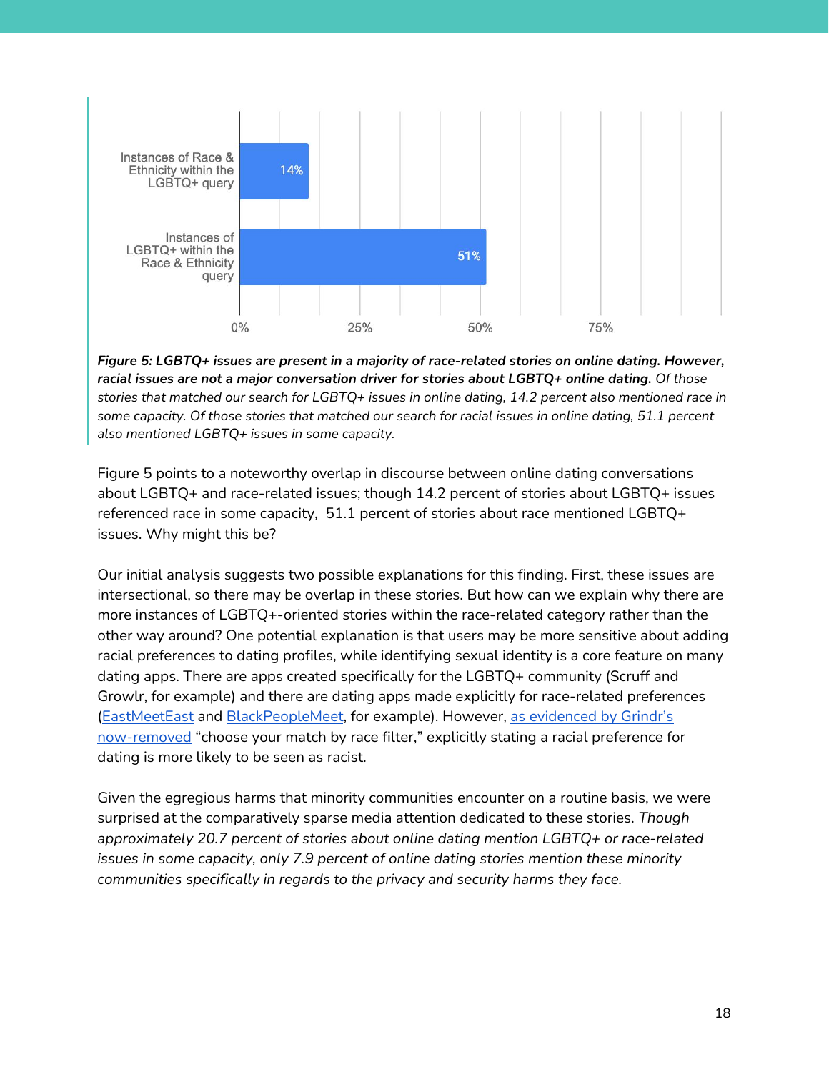| | |
|---|---|
| Instances of Race & Ethnicity within the LGBTQ+ query | 14% |
| Instances of LGBTQ+ within the Race & Ethnicity query | 51% |

***Figure 5: LGBTQ+ issues are present in a majority of race-related stories on online dating. However, racial issues are not a major conversation driver for stories about LGBTQ+ online dating.*** *Of those stories that matched our search for LGBTQ+ issues in online dating, 14.2 percent also mentioned race in some capacity. Of those stories that matched our search for racial issues in online dating, 51.1 percent also mentioned LGBTQ+ issues in some capacity.*

Figure 5 points to a noteworthy overlap in discourse between online dating conversations about LGBTQ+ and race-related issues; though 14.2 percent of stories about LGBTQ+ issues referenced race in some capacity, 51.1 percent of stories about race mentioned LGBTQ+ issues. Why might this be?

Our initial analysis suggests two possible explanations for this finding. First, these issues are intersectional, so there may be overlap in these stories. But how can we explain why there are more instances of LGBTQ+-oriented stories within the race-related category rather than the other way around? One potential explanation is that users may be more sensitive about adding racial preferences to dating profiles, while identifying sexual identity is a core feature on many dating apps. There are apps created specifically for the LGBTQ+ community (Scruff and Growlr, for example) and there are dating apps made explicitly for race-related preferences (EastMeetEast and BlackPeopleMeet, for example). However, as evidenced by Grindr's now-removed "choose your match by race filter," explicitly stating a racial preference for dating is more likely to be seen as racist.

Given the egregious harms that minority communities encounter on a routine basis, we were surprised at the comparatively sparse media attention dedicated to these stories. *Though approximately 20.7 percent of stories about online dating mention LGBTQ+ or race-related issues in some capacity, only 7.9 percent of online dating stories mention these minority communities specifically in regards to the privacy and security harms they face.*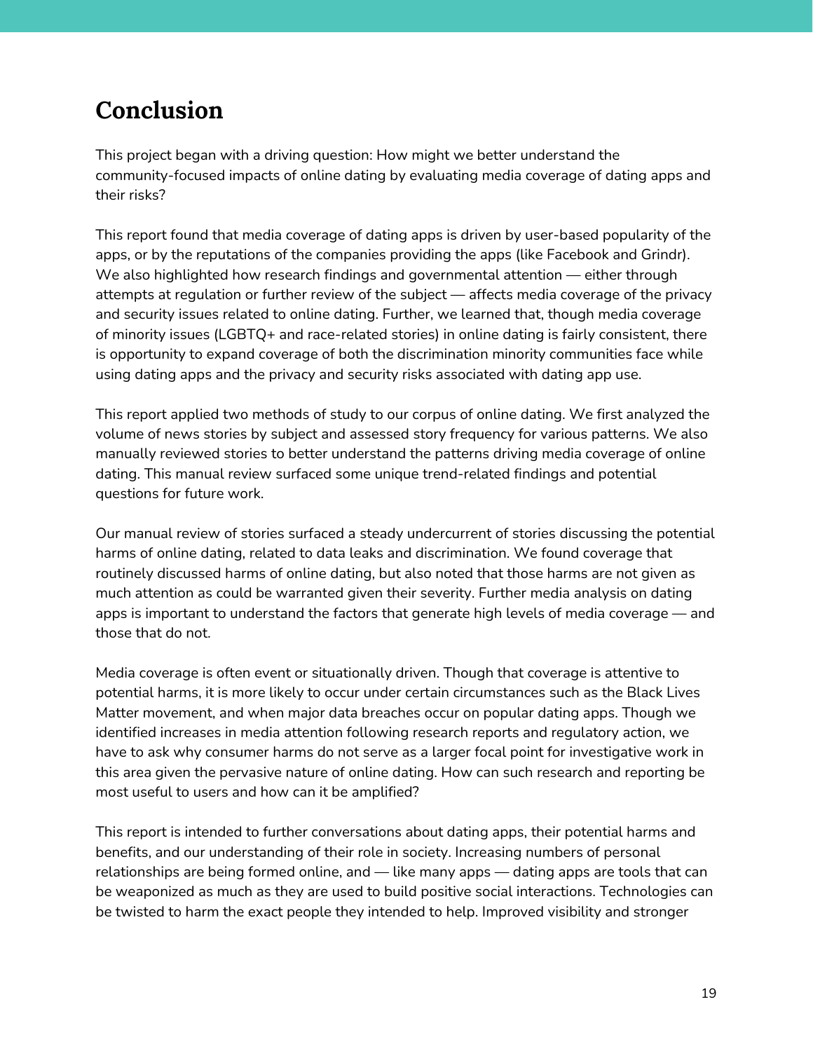# Conclusion

This project began with a driving question: How might we better understand the community-focused impacts of online dating by evaluating media coverage of dating apps and their risks?

This report found that media coverage of dating apps is driven by user-based popularity of the apps, or by the reputations of the companies providing the apps (like Facebook and Grindr). We also highlighted how research findings and governmental attention — either through attempts at regulation or further review of the subject — affects media coverage of the privacy and security issues related to online dating. Further, we learned that, though media coverage of minority issues (LGBTQ+ and race-related stories) in online dating is fairly consistent, there is opportunity to expand coverage of both the discrimination minority communities face while using dating apps and the privacy and security risks associated with dating app use.

This report applied two methods of study to our corpus of online dating. We first analyzed the volume of news stories by subject and assessed story frequency for various patterns. We also manually reviewed stories to better understand the patterns driving media coverage of online dating. This manual review surfaced some unique trend-related findings and potential questions for future work.

Our manual review of stories surfaced a steady undercurrent of stories discussing the potential harms of online dating, related to data leaks and discrimination. We found coverage that routinely discussed harms of online dating, but also noted that those harms are not given as much attention as could be warranted given their severity. Further media analysis on dating apps is important to understand the factors that generate high levels of media coverage — and those that do not.

Media coverage is often event or situationally driven. Though that coverage is attentive to potential harms, it is more likely to occur under certain circumstances such as the Black Lives Matter movement, and when major data breaches occur on popular dating apps. Though we identified increases in media attention following research reports and regulatory action, we have to ask why consumer harms do not serve as a larger focal point for investigative work in this area given the pervasive nature of online dating. How can such research and reporting be most useful to users and how can it be amplified?

This report is intended to further conversations about dating apps, their potential harms and benefits, and our understanding of their role in society. Increasing numbers of personal relationships are being formed online, and — like many apps — dating apps are tools that can be weaponized as much as they are used to build positive social interactions. Technologies can be twisted to harm the exact people they intended to help. Improved visibility and stronger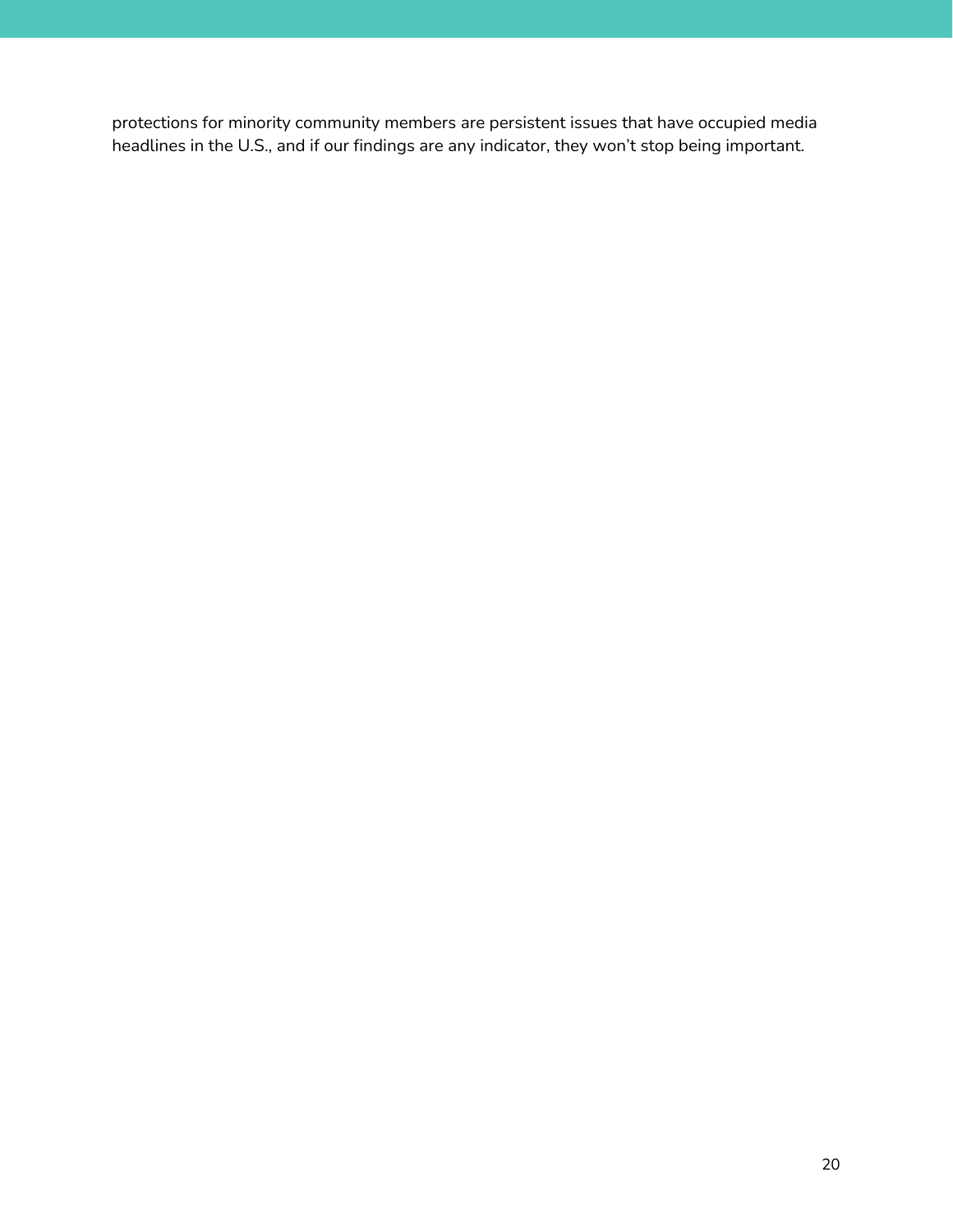protections for minority community members are persistent issues that have occupied media headlines in the U.S., and if our findings are any indicator, they won't stop being important.